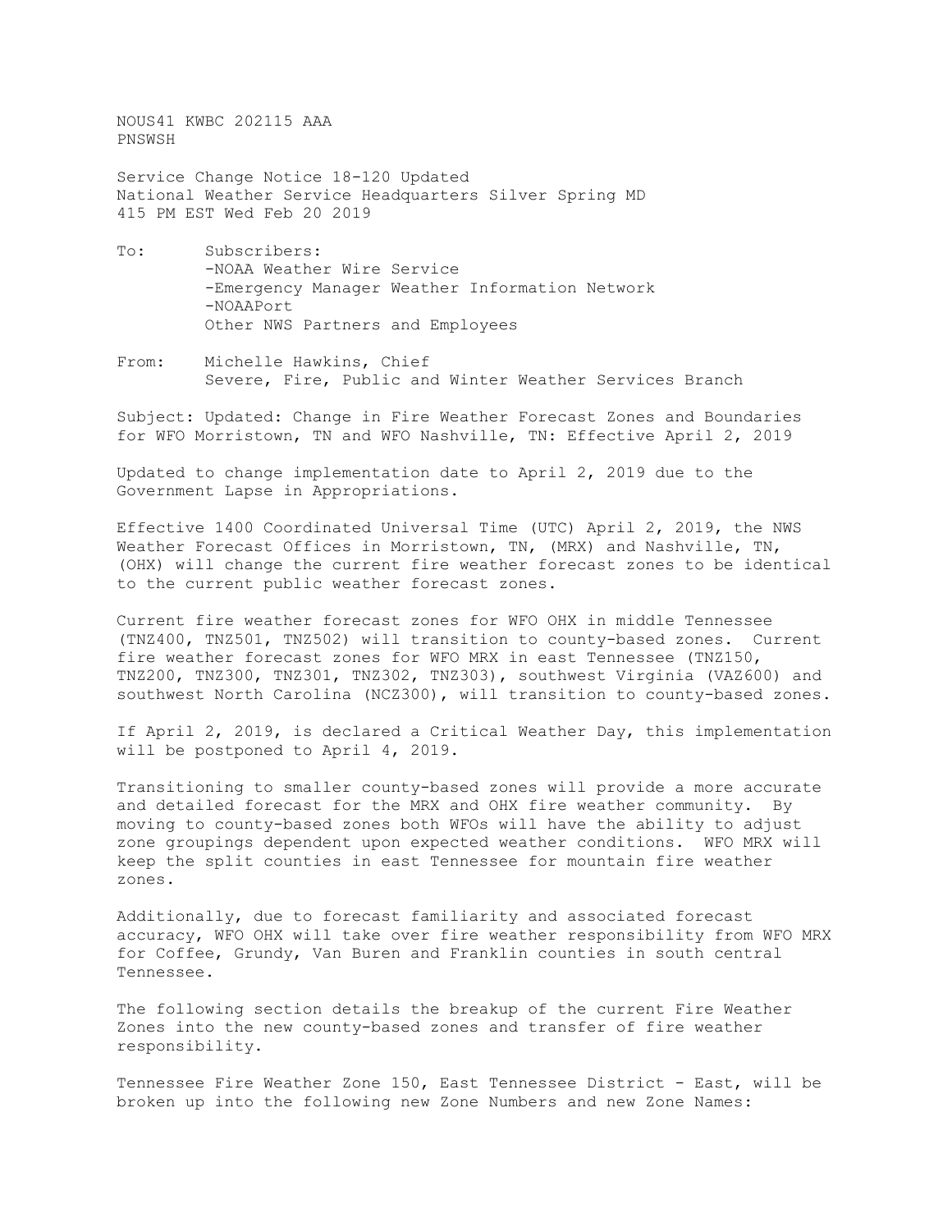NOUS41 KWBC 202115 AAA
PNSWSH

Service Change Notice 18-120 Updated
National Weather Service Headquarters Silver Spring MD
415 PM EST Wed Feb 20 2019

To: Subscribers:
-NOAA Weather Wire Service
-Emergency Manager Weather Information Network
-NOAAPort
Other NWS Partners and Employees

From: Michelle Hawkins, Chief
Severe, Fire, Public and Winter Weather Services Branch

Subject: Updated: Change in Fire Weather Forecast Zones and Boundaries for WFO Morristown, TN and WFO Nashville, TN: Effective April 2, 2019

Updated to change implementation date to April 2, 2019 due to the Government Lapse in Appropriations.

Effective 1400 Coordinated Universal Time (UTC) April 2, 2019, the NWS Weather Forecast Offices in Morristown, TN, (MRX) and Nashville, TN, (OHX) will change the current fire weather forecast zones to be identical to the current public weather forecast zones.

Current fire weather forecast zones for WFO OHX in middle Tennessee (TNZ400, TNZ501, TNZ502) will transition to county-based zones. Current fire weather forecast zones for WFO MRX in east Tennessee (TNZ150, TNZ200, TNZ300, TNZ301, TNZ302, TNZ303), southwest Virginia (VAZ600) and southwest North Carolina (NCZ300), will transition to county-based zones.

If April 2, 2019, is declared a Critical Weather Day, this implementation will be postponed to April 4, 2019.

Transitioning to smaller county-based zones will provide a more accurate and detailed forecast for the MRX and OHX fire weather community. By moving to county-based zones both WFOs will have the ability to adjust zone groupings dependent upon expected weather conditions. WFO MRX will keep the split counties in east Tennessee for mountain fire weather zones.

Additionally, due to forecast familiarity and associated forecast accuracy, WFO OHX will take over fire weather responsibility from WFO MRX for Coffee, Grundy, Van Buren and Franklin counties in south central Tennessee.

The following section details the breakup of the current Fire Weather Zones into the new county-based zones and transfer of fire weather responsibility.

Tennessee Fire Weather Zone 150, East Tennessee District - East, will be broken up into the following new Zone Numbers and new Zone Names: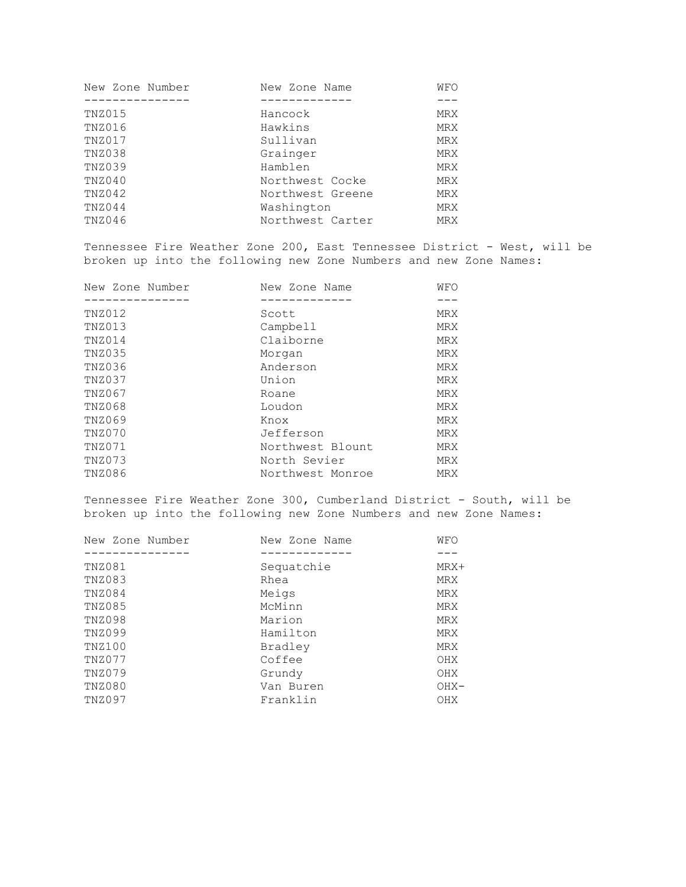| New Zone Number | New Zone Name | WFO |
|---|---|---|
| TNZ015 | Hancock | MRX |
| TNZ016 | Hawkins | MRX |
| TNZ017 | Sullivan | MRX |
| TNZ038 | Grainger | MRX |
| TNZ039 | Hamblen | MRX |
| TNZ040 | Northwest Cocke | MRX |
| TNZ042 | Northwest Greene | MRX |
| TNZ044 | Washington | MRX |
| TNZ046 | Northwest Carter | MRX |

Tennessee Fire Weather Zone 200, East Tennessee District - West, will be broken up into the following new Zone Numbers and new Zone Names:

| New Zone Number | New Zone Name | WFO |
|---|---|---|
| TNZ012 | Scott | MRX |
| TNZ013 | Campbell | MRX |
| TNZ014 | Claiborne | MRX |
| TNZ035 | Morgan | MRX |
| TNZ036 | Anderson | MRX |
| TNZ037 | Union | MRX |
| TNZ067 | Roane | MRX |
| TNZ068 | Loudon | MRX |
| TNZ069 | Knox | MRX |
| TNZ070 | Jefferson | MRX |
| TNZ071 | Northwest Blount | MRX |
| TNZ073 | North Sevier | MRX |
| TNZ086 | Northwest Monroe | MRX |

Tennessee Fire Weather Zone 300, Cumberland District - South, will be broken up into the following new Zone Numbers and new Zone Names:

| New Zone Number | New Zone Name | WFO |
|---|---|---|
| TNZ081 | Sequatchie | MRX+ |
| TNZ083 | Rhea | MRX |
| TNZ084 | Meigs | MRX |
| TNZ085 | McMinn | MRX |
| TNZ098 | Marion | MRX |
| TNZ099 | Hamilton | MRX |
| TNZ100 | Bradley | MRX |
| TNZ077 | Coffee | OHX |
| TNZ079 | Grundy | OHX |
| TNZ080 | Van Buren | OHX- |
| TNZ097 | Franklin | OHX |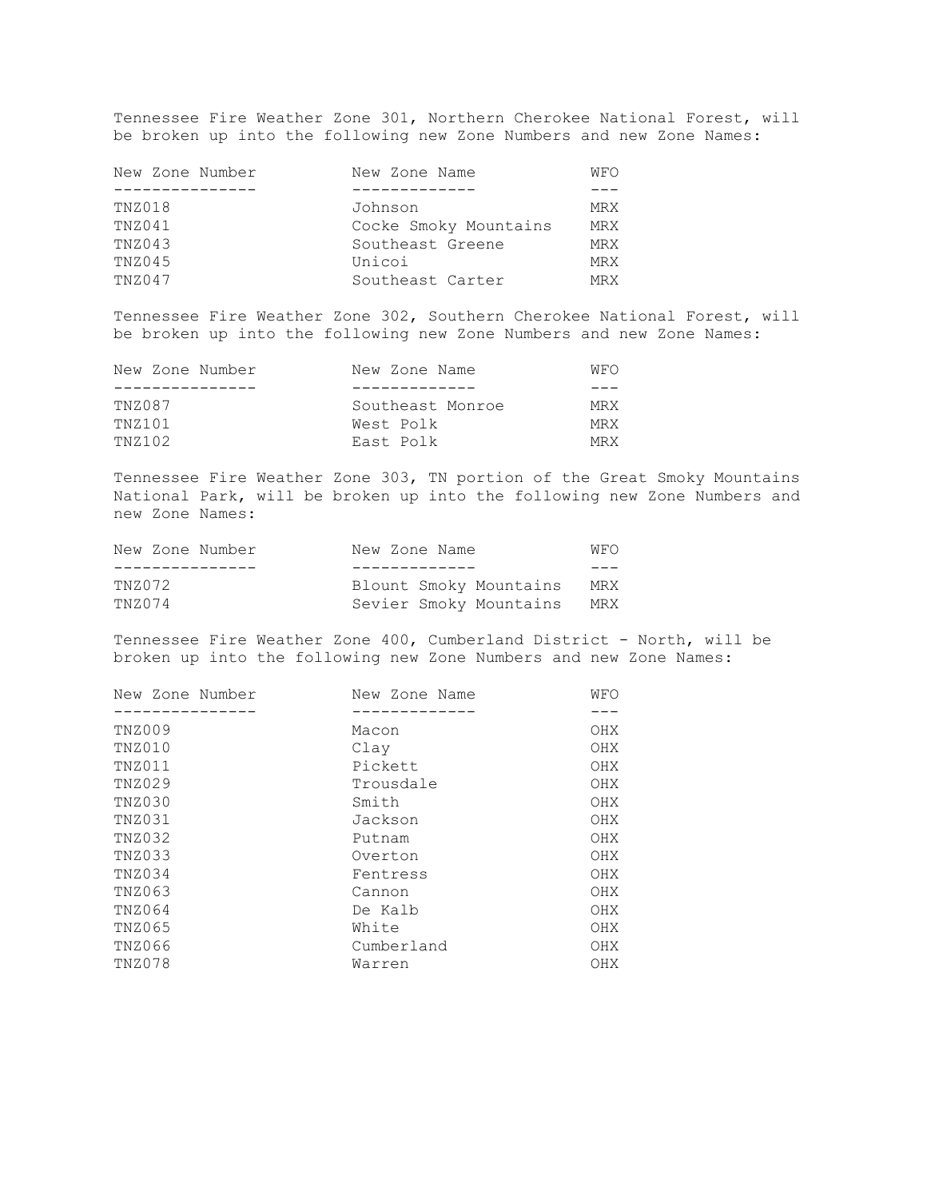Tennessee Fire Weather Zone 301, Northern Cherokee National Forest, will be broken up into the following new Zone Numbers and new Zone Names:

| New Zone Number | New Zone Name | WFO |
|---|---|---|
| TNZ018 | Johnson | MRX |
| TNZ041 | Cocke Smoky Mountains | MRX |
| TNZ043 | Southeast Greene | MRX |
| TNZ045 | Unicoi | MRX |
| TNZ047 | Southeast Carter | MRX |

Tennessee Fire Weather Zone 302, Southern Cherokee National Forest, will be broken up into the following new Zone Numbers and new Zone Names:

| New Zone Number | New Zone Name | WFO |
|---|---|---|
| TNZ087 | Southeast Monroe | MRX |
| TNZ101 | West Polk | MRX |
| TNZ102 | East Polk | MRX |

Tennessee Fire Weather Zone 303, TN portion of the Great Smoky Mountains National Park, will be broken up into the following new Zone Numbers and new Zone Names:

| New Zone Number | New Zone Name | WFO |
|---|---|---|
| TNZ072 | Blount Smoky Mountains | MRX |
| TNZ074 | Sevier Smoky Mountains | MRX |

Tennessee Fire Weather Zone 400, Cumberland District - North, will be broken up into the following new Zone Numbers and new Zone Names:

| New Zone Number | New Zone Name | WFO |
|---|---|---|
| TNZ009 | Macon | OHX |
| TNZ010 | Clay | OHX |
| TNZ011 | Pickett | OHX |
| TNZ029 | Trousdale | OHX |
| TNZ030 | Smith | OHX |
| TNZ031 | Jackson | OHX |
| TNZ032 | Putnam | OHX |
| TNZ033 | Overton | OHX |
| TNZ034 | Fentress | OHX |
| TNZ063 | Cannon | OHX |
| TNZ064 | De Kalb | OHX |
| TNZ065 | White | OHX |
| TNZ066 | Cumberland | OHX |
| TNZ078 | Warren | OHX |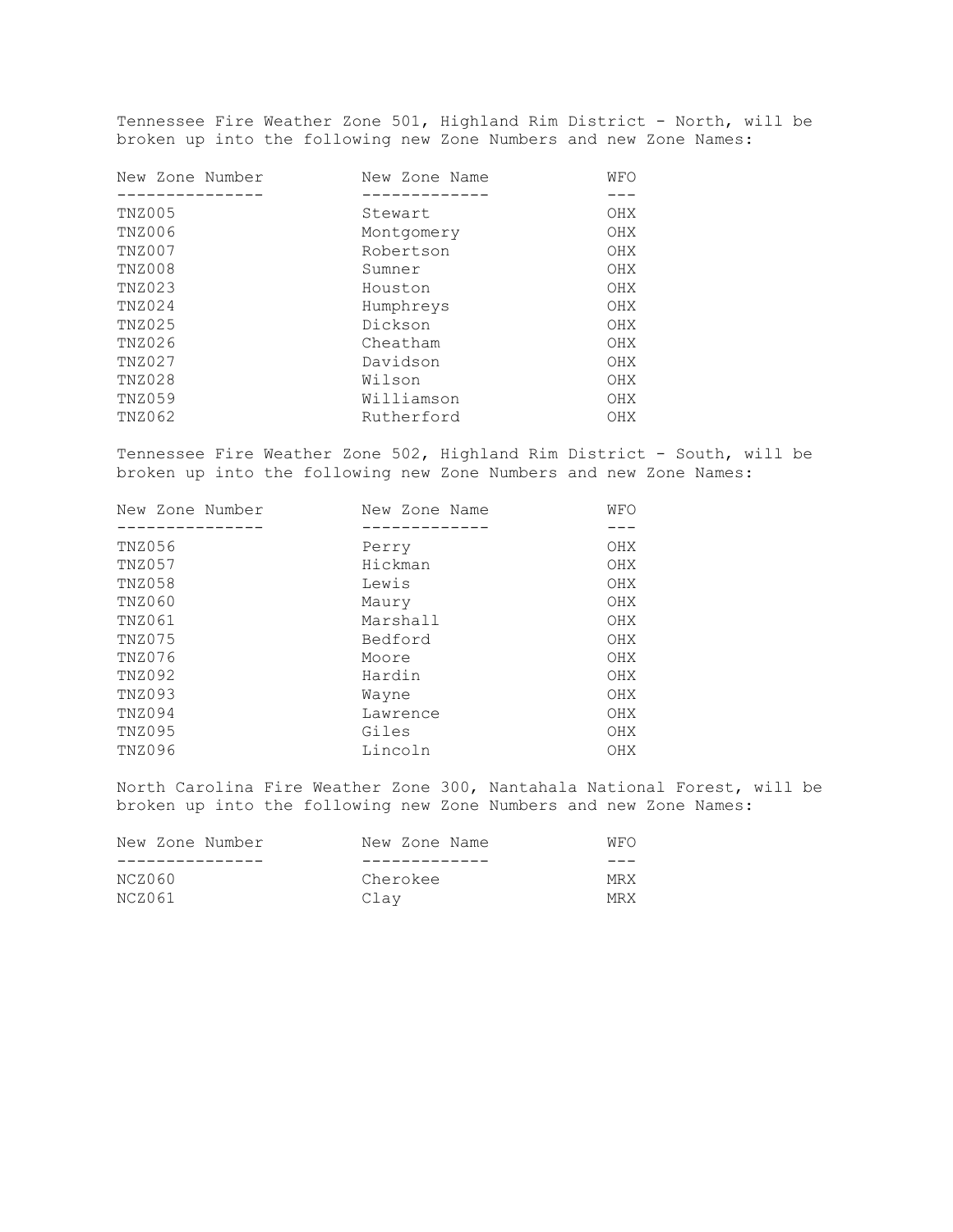Tennessee Fire Weather Zone 501, Highland Rim District - North, will be broken up into the following new Zone Numbers and new Zone Names:

| New Zone Number | New Zone Name | WFO |
|---|---|---|
| TNZ005 | Stewart | OHX |
| TNZ006 | Montgomery | OHX |
| TNZ007 | Robertson | OHX |
| TNZ008 | Sumner | OHX |
| TNZ023 | Houston | OHX |
| TNZ024 | Humphreys | OHX |
| TNZ025 | Dickson | OHX |
| TNZ026 | Cheatham | OHX |
| TNZ027 | Davidson | OHX |
| TNZ028 | Wilson | OHX |
| TNZ059 | Williamson | OHX |
| TNZ062 | Rutherford | OHX |

Tennessee Fire Weather Zone 502, Highland Rim District - South, will be broken up into the following new Zone Numbers and new Zone Names:

| New Zone Number | New Zone Name | WFO |
|---|---|---|
| TNZ056 | Perry | OHX |
| TNZ057 | Hickman | OHX |
| TNZ058 | Lewis | OHX |
| TNZ060 | Maury | OHX |
| TNZ061 | Marshall | OHX |
| TNZ075 | Bedford | OHX |
| TNZ076 | Moore | OHX |
| TNZ092 | Hardin | OHX |
| TNZ093 | Wayne | OHX |
| TNZ094 | Lawrence | OHX |
| TNZ095 | Giles | OHX |
| TNZ096 | Lincoln | OHX |

North Carolina Fire Weather Zone 300, Nantahala National Forest, will be broken up into the following new Zone Numbers and new Zone Names:

| New Zone Number | New Zone Name | WFO |
|---|---|---|
| NCZ060 | Cherokee | MRX |
| NCZ061 | Clay | MRX |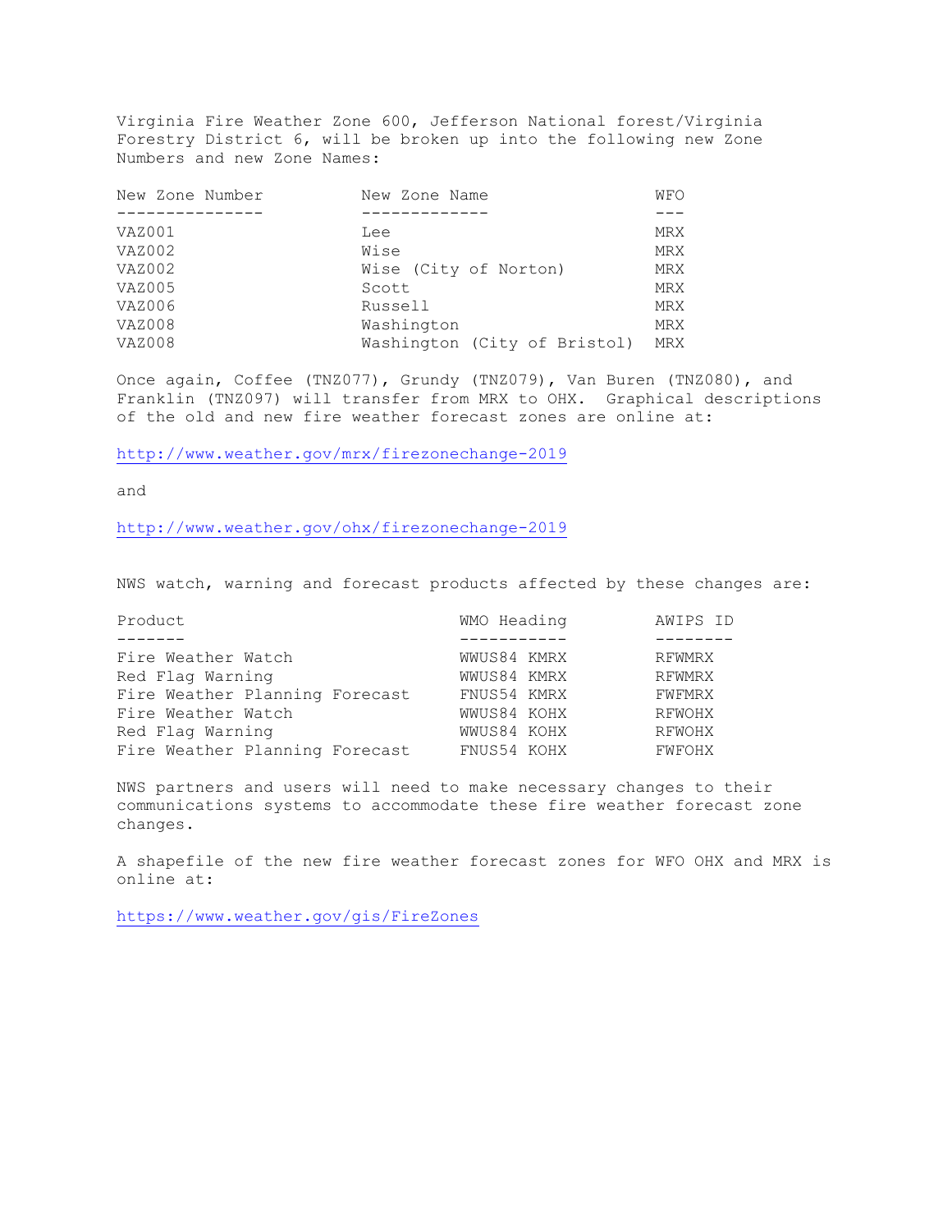Virginia Fire Weather Zone 600, Jefferson National forest/Virginia Forestry District 6, will be broken up into the following new Zone Numbers and new Zone Names:

| New Zone Number | New Zone Name | WFO |
| --- | --- | --- |
| VAZ001 | Lee | MRX |
| VAZ002 | Wise | MRX |
| VAZ002 | Wise (City of Norton) | MRX |
| VAZ005 | Scott | MRX |
| VAZ006 | Russell | MRX |
| VAZ008 | Washington | MRX |
| VAZ008 | Washington (City of Bristol) | MRX |

Once again, Coffee (TNZ077), Grundy (TNZ079), Van Buren (TNZ080), and Franklin (TNZ097) will transfer from MRX to OHX. Graphical descriptions of the old and new fire weather forecast zones are online at:

http://www.weather.gov/mrx/firezonechange-2019

and

http://www.weather.gov/ohx/firezonechange-2019

NWS watch, warning and forecast products affected by these changes are:

| Product | WMO Heading | AWIPS ID |
| --- | --- | --- |
| Fire Weather Watch | WWUS84 KMRX | RFWMRX |
| Red Flag Warning | WWUS84 KMRX | RFWMRX |
| Fire Weather Planning Forecast | FNUS54 KMRX | FWFMRX |
| Fire Weather Watch | WWUS84 KOHX | RFWOHX |
| Red Flag Warning | WWUS84 KOHX | RFWOHX |
| Fire Weather Planning Forecast | FNUS54 KOHX | FWFOHX |

NWS partners and users will need to make necessary changes to their communications systems to accommodate these fire weather forecast zone changes.

A shapefile of the new fire weather forecast zones for WFO OHX and MRX is online at:

https://www.weather.gov/gis/FireZones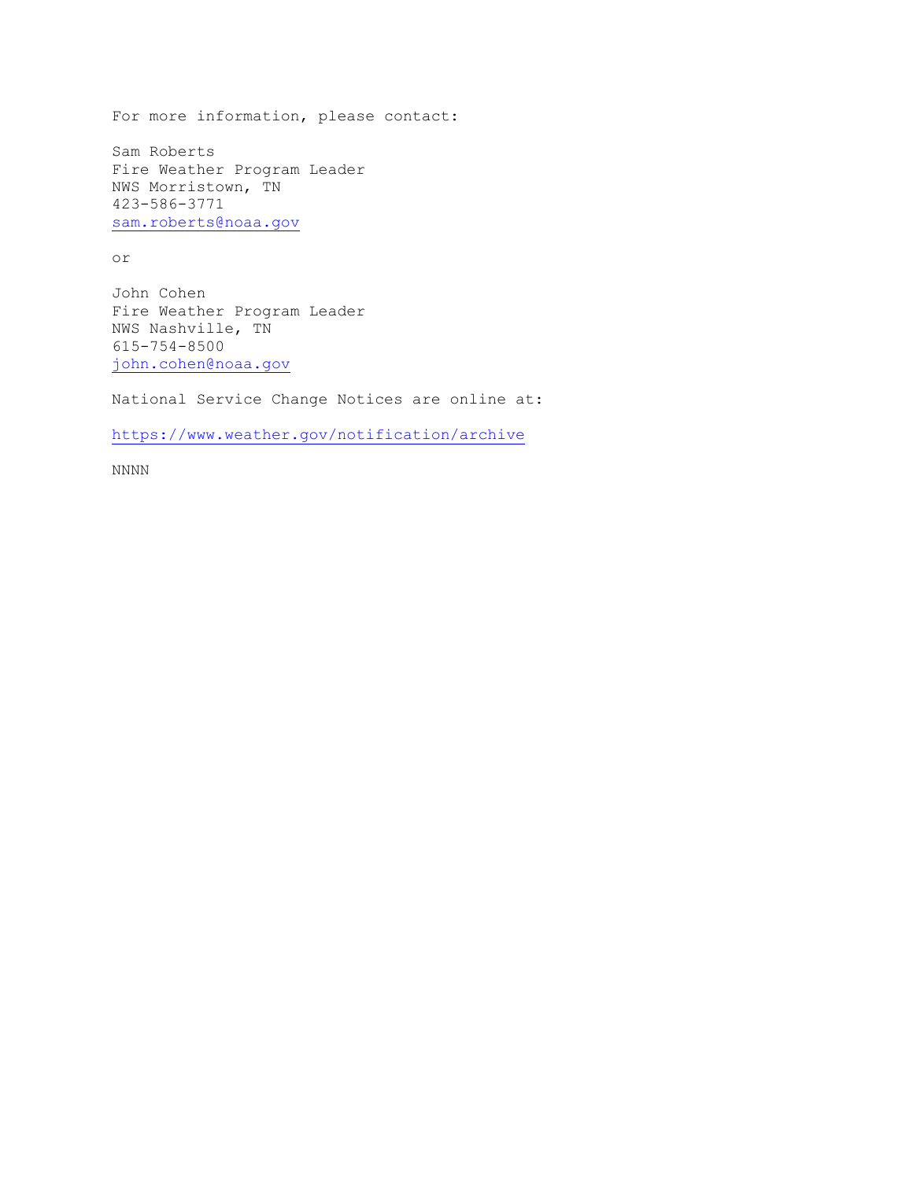For more information, please contact:

Sam Roberts
Fire Weather Program Leader
NWS Morristown, TN
423-586-3771
sam.roberts@noaa.gov

or

John Cohen
Fire Weather Program Leader
NWS Nashville, TN
615-754-8500
john.cohen@noaa.gov

National Service Change Notices are online at:

https://www.weather.gov/notification/archive

NNNN